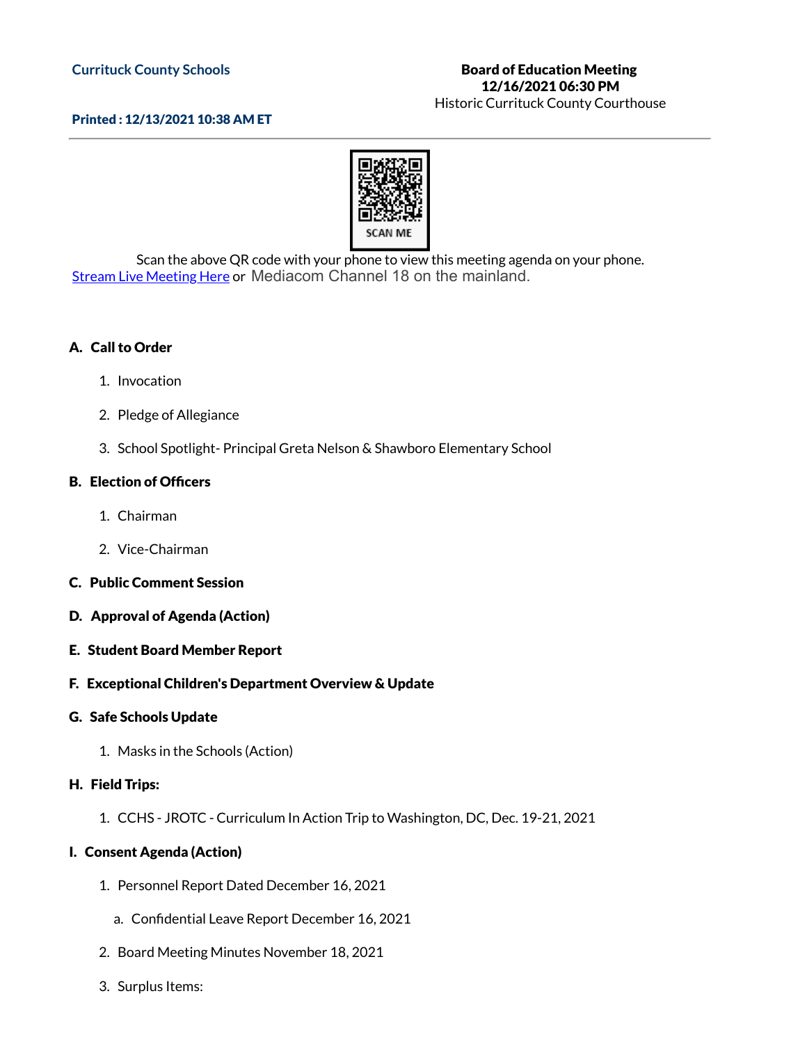**Currituck County Schools**

**Printed : 12/13/2021 10:38 AM ET**

**Board of Education Meeting**
**12/16/2021 06:30 PM**
Historic Currituck County Courthouse

SCAN ME

Scan the above QR code with your phone to view this meeting agenda on your phone.
Stream Live Meeting Here or Mediacom Channel 18 on the mainland.

**A. Call to Order**

1. Invocation
2. Pledge of Allegiance
3. School Spotlight- Principal Greta Nelson & Shawboro Elementary School

**B. Election of Officers**

1. Chairman
2. Vice-Chairman

**C. Public Comment Session**

**D. Approval of Agenda (Action)**

**E. Student Board Member Report**

**F. Exceptional Children's Department Overview & Update**

**G. Safe Schools Update**

1. Masks in the Schools (Action)

**H. Field Trips:**

1. CCHS - JROTC - Curriculum In Action Trip to Washington, DC, Dec. 19-21, 2021

**I. Consent Agenda (Action)**

1. Personnel Report Dated December 16, 2021
   a. Confidential Leave Report December 16, 2021
2. Board Meeting Minutes November 18, 2021
3. Surplus Items: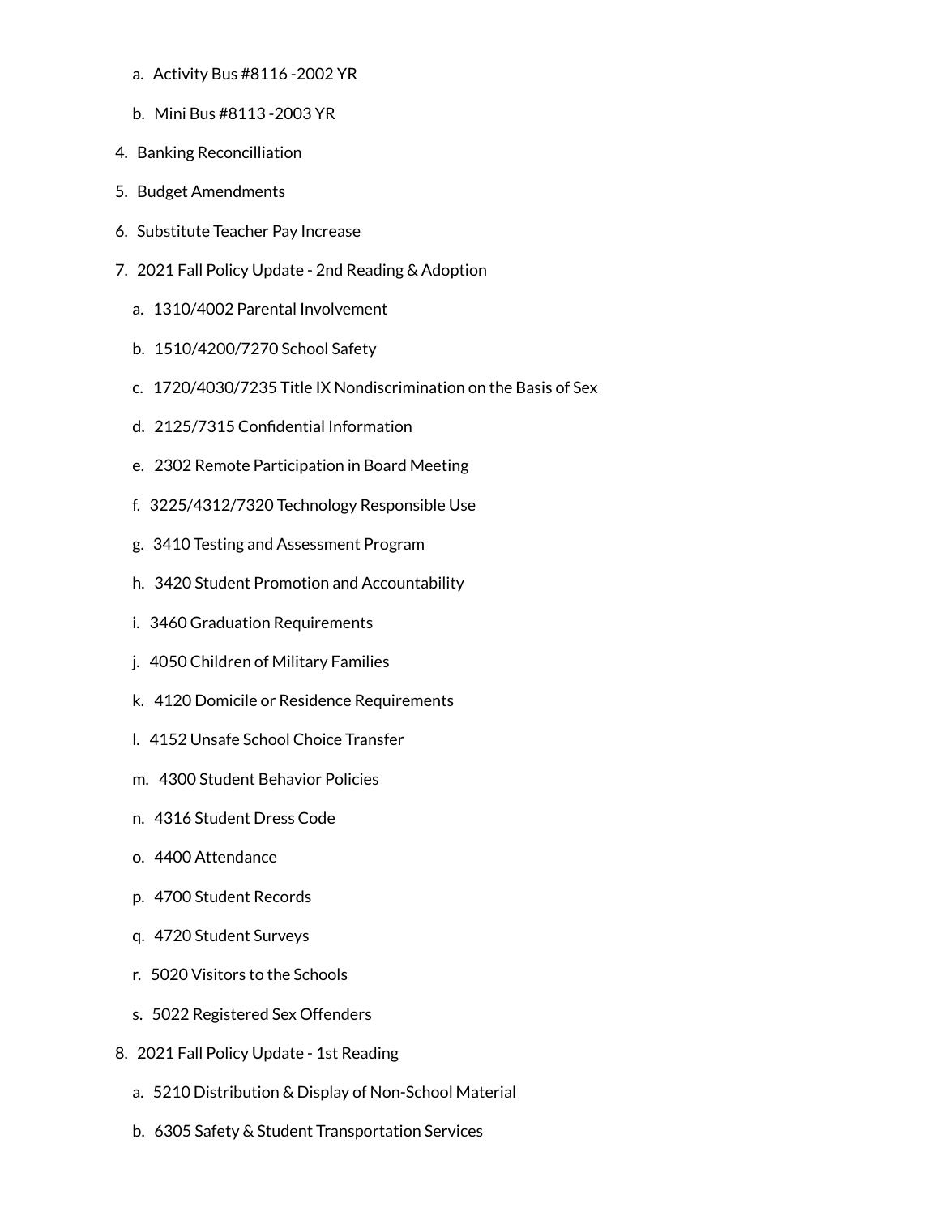a. Activity Bus #8116 -2002 YR

   b. Mini Bus #8113 -2003 YR

4. Banking Reconcilliation

5. Budget Amendments

6. Substitute Teacher Pay Increase

7. 2021 Fall Policy Update - 2nd Reading & Adoption

   a. 1310/4002 Parental Involvement

   b. 1510/4200/7270 School Safety

   c. 1720/4030/7235 Title IX Nondiscrimination on the Basis of Sex

   d. 2125/7315 Confidential Information

   e. 2302 Remote Participation in Board Meeting

   f. 3225/4312/7320 Technology Responsible Use

   g. 3410 Testing and Assessment Program

   h. 3420 Student Promotion and Accountability

   i. 3460 Graduation Requirements

   j. 4050 Children of Military Families

   k. 4120 Domicile or Residence Requirements

   l. 4152 Unsafe School Choice Transfer

   m. 4300 Student Behavior Policies

   n. 4316 Student Dress Code

   o. 4400 Attendance

   p. 4700 Student Records

   q. 4720 Student Surveys

   r. 5020 Visitors to the Schools

   s. 5022 Registered Sex Offenders

8. 2021 Fall Policy Update - 1st Reading

   a. 5210 Distribution & Display of Non-School Material

   b. 6305 Safety & Student Transportation Services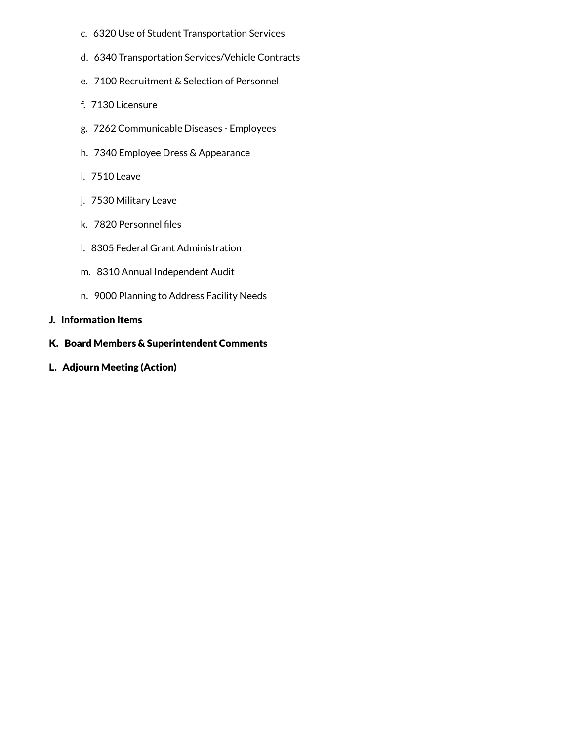c. 6320 Use of Student Transportation Services

d. 6340 Transportation Services/Vehicle Contracts

e. 7100 Recruitment & Selection of Personnel

f. 7130 Licensure

g. 7262 Communicable Diseases - Employees

h. 7340 Employee Dress & Appearance

i. 7510 Leave

j. 7530 Military Leave

k. 7820 Personnel files

l. 8305 Federal Grant Administration

m. 8310 Annual Independent Audit

n. 9000 Planning to Address Facility Needs

**J. Information Items**

**K. Board Members & Superintendent Comments**

**L. Adjourn Meeting (Action)**